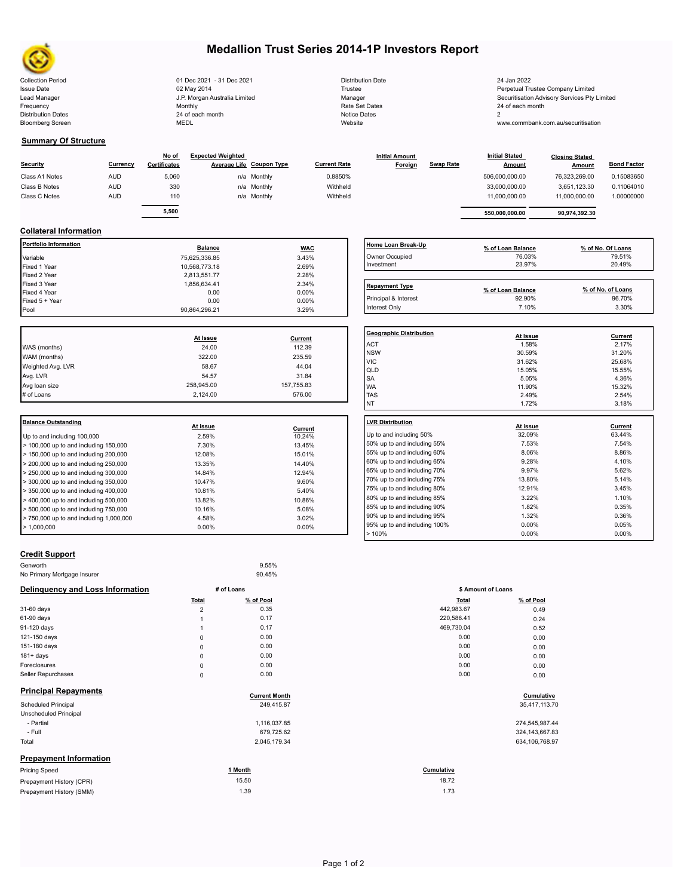# Medallion Trust Series 2014-1P Investors Report

| | | | |
|---|---|---|---|
| Collection Period | 01 Dec 2021 - 31 Dec 2021 | Distribution Date | 24 Jan 2022 |
| Issue Date | 02 May 2014 | Trustee | Perpetual Trustee Company Limited |
| Lead Manager | J.P. Morgan Australia Limited | Manager | Securitisation Advisory Services Pty Limited |
| Frequency | Monthly | Rate Set Dates | 24 of each month |
| Distribution Dates | 24 of each month | Notice Dates | 2 |
| Bloomberg Screen | MEDL | Website | www.commbank.com.au/securitisation |

## Summary Of Structure

| Security | Currency | No of Certificates | Expected Weighted Average Life | Coupon Type | Current Rate | Initial Amount Foreign | Swap Rate | Initial Stated Amount | Closing Stated Amount | Bond Factor |
|---|---|---|---|---|---|---|---|---|---|---|
| Class A1 Notes | AUD | 5,060 | n/a | Monthly | 0.8850% | | | 506,000,000.00 | 76,323,269.00 | 0.15083650 |
| Class B Notes | AUD | 330 | n/a | Monthly | Withheld | | | 33,000,000.00 | 3,651,123.30 | 0.11064010 |
| Class C Notes | AUD | 110 | n/a | Monthly | Withheld | | | 11,000,000.00 | 11,000,000.00 | 1.00000000 |
| | | 5,500 | | | | | | 550,000,000.00 | 90,974,392.30 | |

## Collateral Information

| Portfolio Information | Balance | WAC |
|---|---|---|
| Variable | 75,625,336.85 | 3.43% |
| Fixed 1 Year | 10,568,773.18 | 2.69% |
| Fixed 2 Year | 2,813,551.77 | 2.28% |
| Fixed 3 Year | 1,856,634.41 | 2.34% |
| Fixed 4 Year | 0.00 | 0.00% |
| Fixed 5 + Year | 0.00 | 0.00% |
| Pool | 90,864,296.21 | 3.29% |

| Home Loan Break-Up | % of Loan Balance | % of No. Of Loans |
|---|---|---|
| Owner Occupied | 76.03% | 79.51% |
| Investment | 23.97% | 20.49% |

| Repayment Type | % of Loan Balance | % of No. of Loans |
|---|---|---|
| Principal & Interest | 92.90% | 96.70% |
| Interest Only | 7.10% | 3.30% |

| | At Issue | Current |
|---|---|---|
| WAS (months) | 24.00 | 112.39 |
| WAM (months) | 322.00 | 235.59 |
| Weighted Avg. LVR | 58.67 | 44.04 |
| Avg. LVR | 54.57 | 31.84 |
| Avg loan size | 258,945.00 | 157,755.83 |
| # of Loans | 2,124.00 | 576.00 |

| Geographic Distribution | At Issue | Current |
|---|---|---|
| ACT | 1.58% | 2.17% |
| NSW | 30.59% | 31.20% |
| VIC | 31.62% | 25.68% |
| QLD | 15.05% | 15.55% |
| SA | 5.05% | 4.36% |
| WA | 11.90% | 15.32% |
| TAS | 2.49% | 2.54% |
| NT | 1.72% | 3.18% |

| Balance Outstanding | At issue | Current |
|---|---|---|
| Up to and including 100,000 | 2.59% | 10.24% |
| > 100,000 up to and including 150,000 | 7.30% | 13.45% |
| > 150,000 up to and including 200,000 | 12.08% | 15.01% |
| > 200,000 up to and including 250,000 | 13.35% | 14.40% |
| > 250,000 up to and including 300,000 | 14.84% | 12.94% |
| > 300,000 up to and including 350,000 | 10.47% | 9.60% |
| > 350,000 up to and including 400,000 | 10.81% | 5.40% |
| > 400,000 up to and including 500,000 | 13.82% | 10.86% |
| > 500,000 up to and including 750,000 | 10.16% | 5.08% |
| > 750,000 up to and including 1,000,000 | 4.58% | 3.02% |
| > 1,000,000 | 0.00% | 0.00% |

| LVR Distribution | At issue | Current |
|---|---|---|
| Up to and including 50% | 32.09% | 63.44% |
| 50% up to and including 55% | 7.53% | 7.54% |
| 55% up to and including 60% | 8.06% | 8.86% |
| 60% up to and including 65% | 9.28% | 4.10% |
| 65% up to and including 70% | 9.97% | 5.62% |
| 70% up to and including 75% | 13.80% | 5.14% |
| 75% up to and including 80% | 12.91% | 3.45% |
| 80% up to and including 85% | 3.22% | 1.10% |
| 85% up to and including 90% | 1.82% | 0.35% |
| 90% up to and including 95% | 1.32% | 0.36% |
| 95% up to and including 100% | 0.00% | 0.05% |
| > 100% | 0.00% | 0.00% |

## Credit Support

| | |
|---|---|
| Genworth | 9.55% |
| No Primary Mortgage Insurer | 90.45% |

## Delinquency and Loss Information

| | # of Loans Total | # of Loans % of Pool | $ Amount of Loans Total | $ Amount of Loans % of Pool |
|---|---|---|---|---|
| 31-60 days | 2 | 0.35 | 442,983.67 | 0.49 |
| 61-90 days | 1 | 0.17 | 220,586.41 | 0.24 |
| 91-120 days | 1 | 0.17 | 469,730.04 | 0.52 |
| 121-150 days | 0 | 0.00 | 0.00 | 0.00 |
| 151-180 days | 0 | 0.00 | 0.00 | 0.00 |
| 181+ days | 0 | 0.00 | 0.00 | 0.00 |
| Foreclosures | 0 | 0.00 | 0.00 | 0.00 |
| Seller Repurchases | 0 | 0.00 | 0.00 | 0.00 |

## Principal Repayments

| | Current Month | Cumulative |
|---|---|---|
| Scheduled Principal | 249,415.87 | 35,417,113.70 |
| Unscheduled Principal | | |
| - Partial | 1,116,037.85 | 274,545,987.44 |
| - Full | 679,725.62 | 324,143,667.83 |
| Total | 2,045,179.34 | 634,106,768.97 |

## Prepayment Information

| Pricing Speed | 1 Month | Cumulative |
|---|---|---|
| Prepayment History (CPR) | 15.50 | 18.72 |
| Prepayment History (SMM) | 1.39 | 1.73 |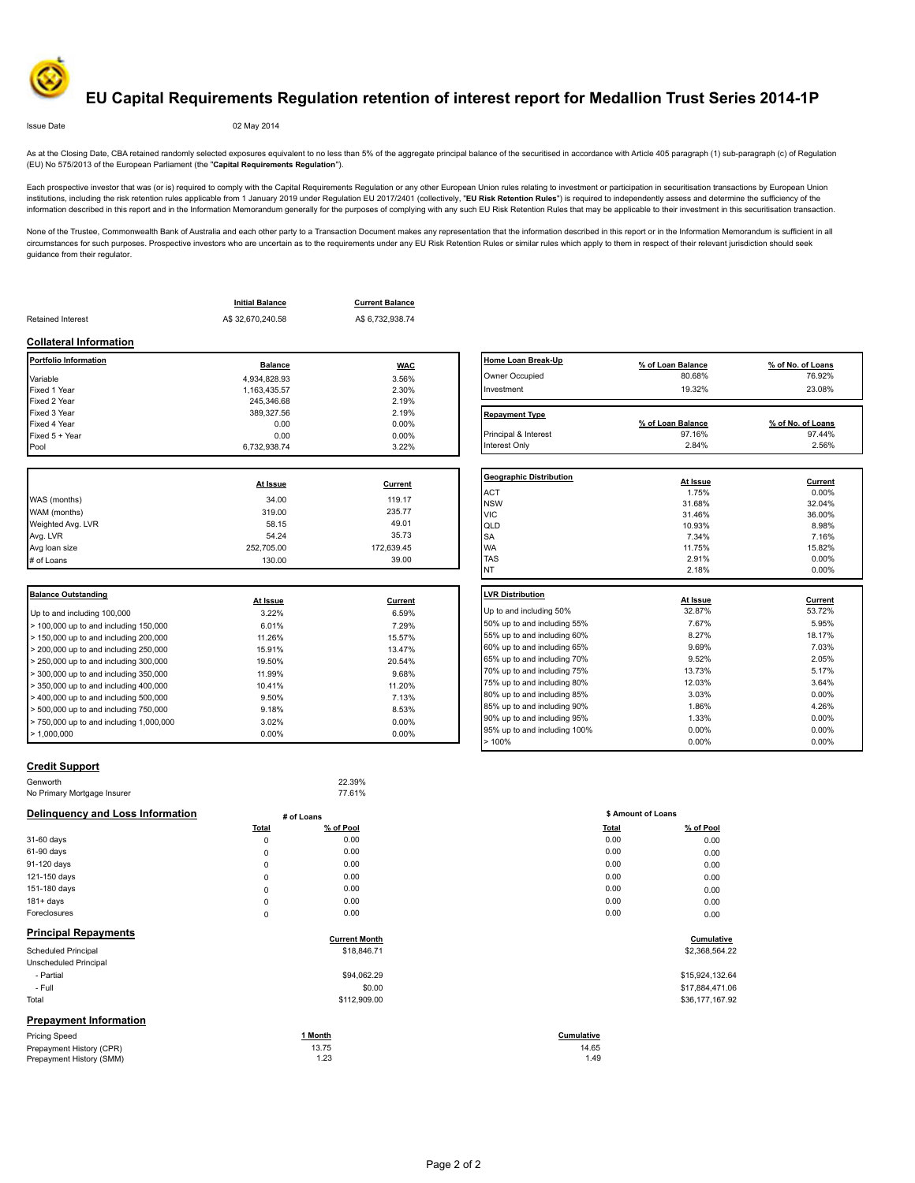# EU Capital Requirements Regulation retention of interest report for Medallion Trust Series 2014-1P

Issue Date 02 May 2014

As at the Closing Date, CBA retained randomly selected exposures equivalent to no less than 5% of the aggregate principal balance of the securitised in accordance with Article 405 paragraph (1) sub-paragraph (c) of Regulation (EU) No 575/2013 of the European Parliament (the "**Capital Requirements Regulation**").

Each prospective investor that was (or is) required to comply with the Capital Requirements Regulation or any other European Union rules relating to investment or participation in securitisation transactions by European Union institutions, including the risk retention rules applicable from 1 January 2019 under Regulation EU 2017/2401 (collectively, "**EU Risk Retention Rules**") is required to independently assess and determine the sufficiency of the information described in this report and in the Information Memorandum generally for the purposes of complying with any such EU Risk Retention Rules that may be applicable to their investment in this securitisation transaction.

None of the Trustee, Commonwealth Bank of Australia and each other party to a Transaction Document makes any representation that the information described in this report or in the Information Memorandum is sufficient in all circumstances for such purposes. Prospective investors who are uncertain as to the requirements under any EU Risk Retention Rules or similar rules which apply to them in respect of their relevant jurisdiction should seek guidance from their regulator.

| | Initial Balance | Current Balance |
|---|---|---|
| Retained Interest | A$ 32,670,240.58 | A$ 6,732,938.74 |

## Collateral Information

| Portfolio Information | Balance | WAC |
|---|---|---|
| Variable | 4,934,828.93 | 3.56% |
| Fixed 1 Year | 1,163,435.57 | 2.30% |
| Fixed 2 Year | 245,346.68 | 2.19% |
| Fixed 3 Year | 389,327.56 | 2.19% |
| Fixed 4 Year | 0.00 | 0.00% |
| Fixed 5 + Year | 0.00 | 0.00% |
| Pool | 6,732,938.74 | 3.22% |

| Home Loan Break-Up | % of Loan Balance | % of No. of Loans |
|---|---|---|
| Owner Occupied | 80.68% | 76.92% |
| Investment | 19.32% | 23.08% |

| Repayment Type | % of Loan Balance | % of No. of Loans |
|---|---|---|
| Principal & Interest | 97.16% | 97.44% |
| Interest Only | 2.84% | 2.56% |

| | At Issue | Current |
|---|---|---|
| WAS (months) | 34.00 | 119.17 |
| WAM (months) | 319.00 | 235.77 |
| Weighted Avg. LVR | 58.15 | 49.01 |
| Avg. LVR | 54.24 | 35.73 |
| Avg loan size | 252,705.00 | 172,639.45 |
| # of Loans | 130.00 | 39.00 |

| Geographic Distribution | At Issue | Current |
|---|---|---|
| ACT | 1.75% | 0.00% |
| NSW | 31.68% | 32.04% |
| VIC | 31.46% | 36.00% |
| QLD | 10.93% | 8.98% |
| SA | 7.34% | 7.16% |
| WA | 11.75% | 15.82% |
| TAS | 2.91% | 0.00% |
| NT | 2.18% | 0.00% |

| Balance Outstanding | At Issue | Current |
|---|---|---|
| Up to and including 100,000 | 3.22% | 6.59% |
| > 100,000 up to and including 150,000 | 6.01% | 7.29% |
| > 150,000 up to and including 200,000 | 11.26% | 15.57% |
| > 200,000 up to and including 250,000 | 15.91% | 13.47% |
| > 250,000 up to and including 300,000 | 19.50% | 20.54% |
| > 300,000 up to and including 350,000 | 11.99% | 9.68% |
| > 350,000 up to and including 400,000 | 10.41% | 11.20% |
| > 400,000 up to and including 500,000 | 9.50% | 7.13% |
| > 500,000 up to and including 750,000 | 9.18% | 8.53% |
| > 750,000 up to and including 1,000,000 | 3.02% | 0.00% |
| > 1,000,000 | 0.00% | 0.00% |

| LVR Distribution | At Issue | Current |
|---|---|---|
| Up to and including 50% | 32.87% | 53.72% |
| 50% up to and including 55% | 7.67% | 5.95% |
| 55% up to and including 60% | 8.27% | 18.17% |
| 60% up to and including 65% | 9.69% | 7.03% |
| 65% up to and including 70% | 9.52% | 2.05% |
| 70% up to and including 75% | 13.73% | 5.17% |
| 75% up to and including 80% | 12.03% | 3.64% |
| 80% up to and including 85% | 3.03% | 0.00% |
| 85% up to and including 90% | 1.86% | 4.26% |
| 90% up to and including 95% | 1.33% | 0.00% |
| 95% up to and including 100% | 0.00% | 0.00% |
| > 100% | 0.00% | 0.00% |

## Credit Support

| | |
|---|---|
| Genworth | 22.39% |
| No Primary Mortgage Insurer | 77.61% |

## Delinquency and Loss Information

| | # of Loans | | $ Amount of Loans | |
|---|---|---|---|---|
| | Total | % of Pool | Total | % of Pool |
| 31-60 days | 0 | 0.00 | 0.00 | 0.00 |
| 61-90 days | 0 | 0.00 | 0.00 | 0.00 |
| 91-120 days | 0 | 0.00 | 0.00 | 0.00 |
| 121-150 days | 0 | 0.00 | 0.00 | 0.00 |
| 151-180 days | 0 | 0.00 | 0.00 | 0.00 |
| 181+ days | 0 | 0.00 | 0.00 | 0.00 |
| Foreclosures | 0 | 0.00 | 0.00 | 0.00 |

## Principal Repayments

| | Current Month | Cumulative |
|---|---|---|
| Scheduled Principal | $18,846.71 | $2,368,564.22 |
| Unscheduled Principal | | |
| - Partial | $94,062.29 | $15,924,132.64 |
| - Full | $0.00 | $17,884,471.06 |
| Total | $112,909.00 | $36,177,167.92 |

## Prepayment Information

| Pricing Speed | 1 Month | Cumulative |
|---|---|---|
| Prepayment History (CPR) | 13.75 | 14.65 |
| Prepayment History (SMM) | 1.23 | 1.49 |